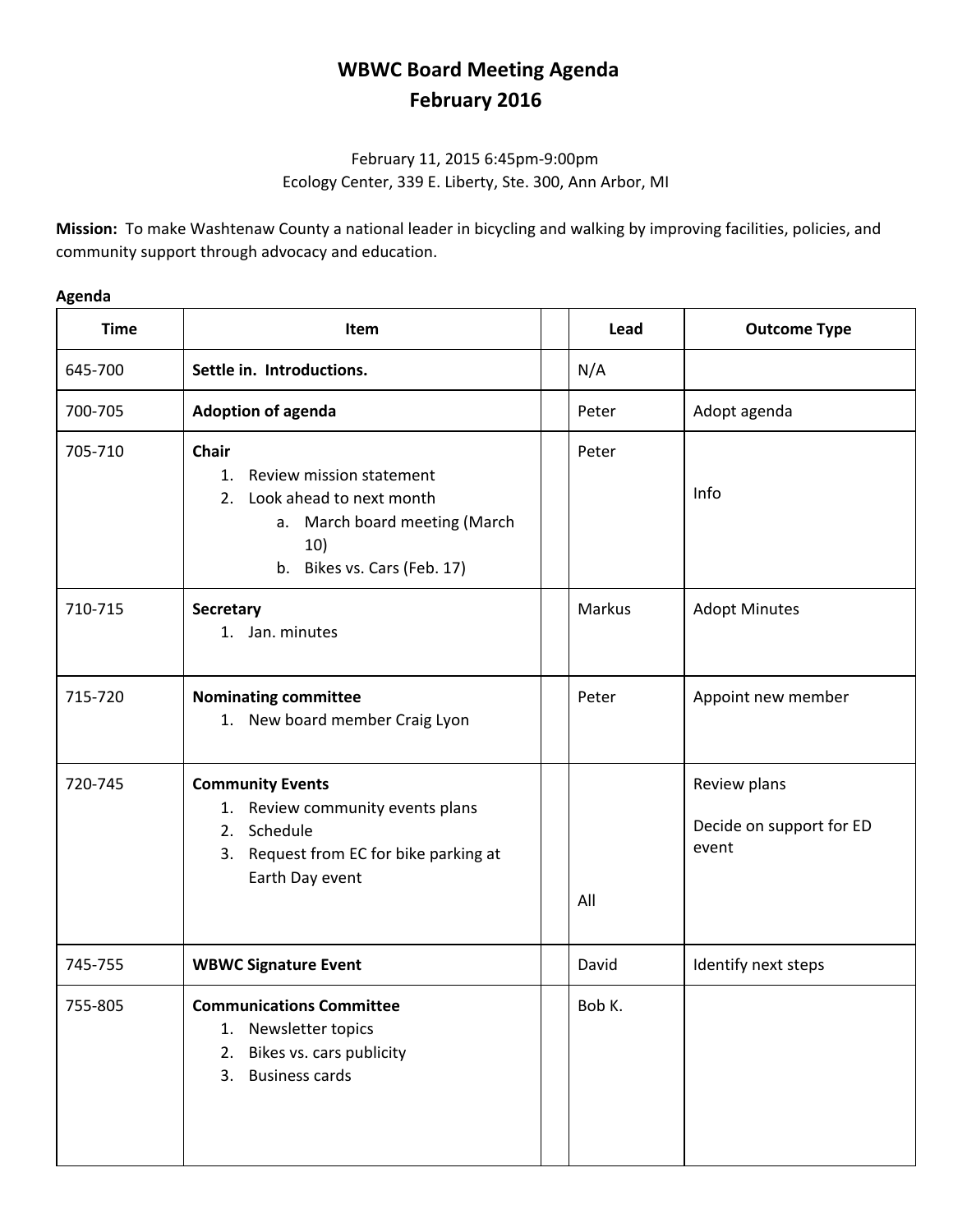# WBWC Board Meeting Agenda
# February 2016

February 11, 2015 6:45pm-9:00pm
Ecology Center, 339 E. Liberty, Ste. 300, Ann Arbor, MI

**Mission:** To make Washtenaw County a national leader in bicycling and walking by improving facilities, policies, and community support through advocacy and education.

**Agenda**

| Time | Item | | Lead | Outcome Type |
|---|---|---|---|---|
| 645-700 | **Settle in. Introductions.** | | N/A | |
| 700-705 | **Adoption of agenda** | | Peter | Adopt agenda |
| 705-710 | **Chair**<br>1. Review mission statement<br>2. Look ahead to next month<br>a. March board meeting (March 10)<br>b. Bikes vs. Cars (Feb. 17) | | Peter | Info |
| 710-715 | **Secretary**<br>1. Jan. minutes | | Markus | Adopt Minutes |
| 715-720 | **Nominating committee**<br>1. New board member Craig Lyon | | Peter | Appoint new member |
| 720-745 | **Community Events**<br>1. Review community events plans<br>2. Schedule<br>3. Request from EC for bike parking at Earth Day event | | All | Review plans<br><br>Decide on support for ED event |
| 745-755 | **WBWC Signature Event** | | David | Identify next steps |
| 755-805 | **Communications Committee**<br>1. Newsletter topics<br>2. Bikes vs. cars publicity<br>3. Business cards | | Bob K. | |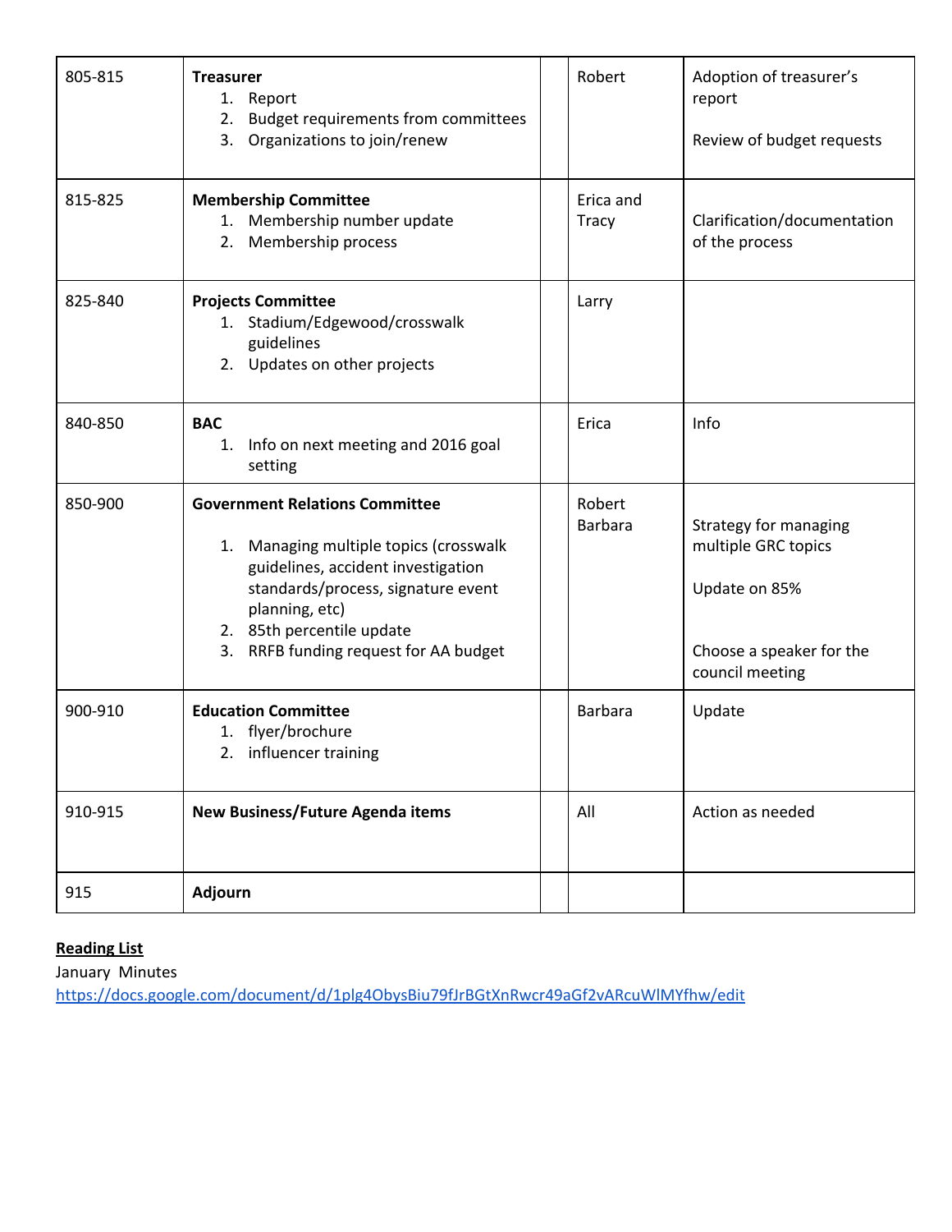| | | | | |
|---|---|---|---|---|
| 805-815 | **Treasurer**<br>1. Report<br>2. Budget requirements from committees<br>3. Organizations to join/renew | | Robert | Adoption of treasurer's report<br><br>Review of budget requests |
| 815-825 | **Membership Committee**<br>1. Membership number update<br>2. Membership process | | Erica and Tracy | Clarification/documentation of the process |
| 825-840 | **Projects Committee**<br>1. Stadium/Edgewood/crosswalk guidelines<br>2. Updates on other projects | | Larry | |
| 840-850 | **BAC**<br>1. Info on next meeting and 2016 goal setting | | Erica | Info |
| 850-900 | **Government Relations Committee**<br><br>1. Managing multiple topics (crosswalk guidelines, accident investigation standards/process, signature event planning, etc)<br>2. 85th percentile update<br>3. RRFB funding request for AA budget | | Robert<br>Barbara | Strategy for managing multiple GRC topics<br><br>Update on 85%<br><br>Choose a speaker for the council meeting |
| 900-910 | **Education Committee**<br>1. flyer/brochure<br>2. influencer training | | Barbara | Update |
| 910-915 | **New Business/Future Agenda items** | | All | Action as needed |
| 915 | **Adjourn** | | | |

**Reading List**

January Minutes

https://docs.google.com/document/d/1plg4ObysBiu79fJrBGtXnRwcr49aGf2vARcuWlMYfhw/edit